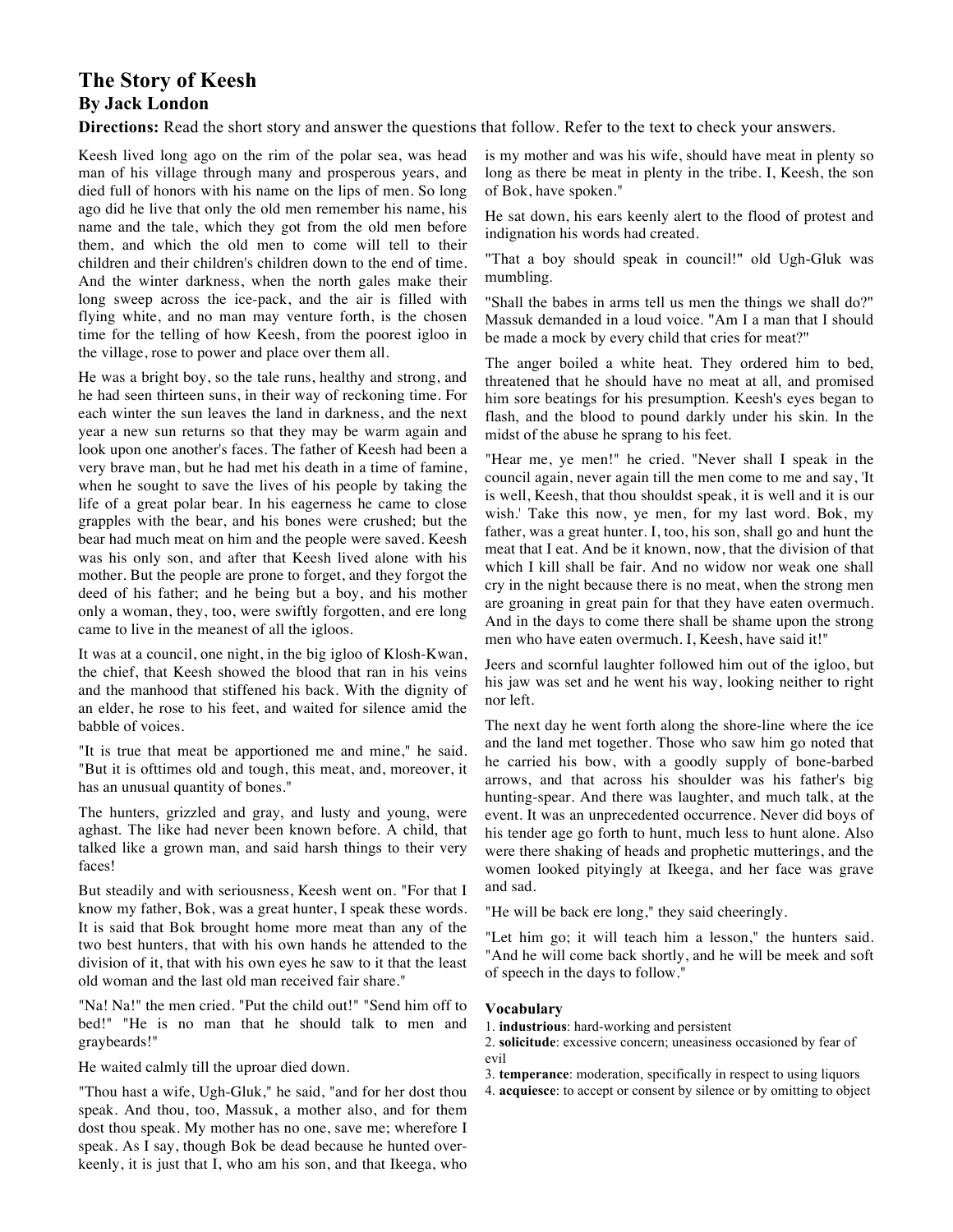# The Story of Keesh

## By Jack London

**Directions:** Read the short story and answer the questions that follow. Refer to the text to check your answers.

Keesh lived long ago on the rim of the polar sea, was head man of his village through many and prosperous years, and died full of honors with his name on the lips of men. So long ago did he live that only the old men remember his name, his name and the tale, which they got from the old men before them, and which the old men to come will tell to their children and their children's children down to the end of time. And the winter darkness, when the north gales make their long sweep across the ice-pack, and the air is filled with flying white, and no man may venture forth, is the chosen time for the telling of how Keesh, from the poorest igloo in the village, rose to power and place over them all.

He was a bright boy, so the tale runs, healthy and strong, and he had seen thirteen suns, in their way of reckoning time. For each winter the sun leaves the land in darkness, and the next year a new sun returns so that they may be warm again and look upon one another's faces. The father of Keesh had been a very brave man, but he had met his death in a time of famine, when he sought to save the lives of his people by taking the life of a great polar bear. In his eagerness he came to close grapples with the bear, and his bones were crushed; but the bear had much meat on him and the people were saved. Keesh was his only son, and after that Keesh lived alone with his mother. But the people are prone to forget, and they forgot the deed of his father; and he being but a boy, and his mother only a woman, they, too, were swiftly forgotten, and ere long came to live in the meanest of all the igloos.

It was at a council, one night, in the big igloo of Klosh-Kwan, the chief, that Keesh showed the blood that ran in his veins and the manhood that stiffened his back. With the dignity of an elder, he rose to his feet, and waited for silence amid the babble of voices.

"It is true that meat be apportioned me and mine," he said. "But it is ofttimes old and tough, this meat, and, moreover, it has an unusual quantity of bones."

The hunters, grizzled and gray, and lusty and young, were aghast. The like had never been known before. A child, that talked like a grown man, and said harsh things to their very faces!

But steadily and with seriousness, Keesh went on. "For that I know my father, Bok, was a great hunter, I speak these words. It is said that Bok brought home more meat than any of the two best hunters, that with his own hands he attended to the division of it, that with his own eyes he saw to it that the least old woman and the last old man received fair share."

"Na! Na!" the men cried. "Put the child out!" "Send him off to bed!" "He is no man that he should talk to men and graybeards!"

He waited calmly till the uproar died down.

"Thou hast a wife, Ugh-Gluk," he said, "and for her dost thou speak. And thou, too, Massuk, a mother also, and for them dost thou speak. My mother has no one, save me; wherefore I speak. As I say, though Bok be dead because he hunted over-keenly, it is just that I, who am his son, and that Ikeega, who is my mother and was his wife, should have meat in plenty so long as there be meat in plenty in the tribe. I, Keesh, the son of Bok, have spoken."

He sat down, his ears keenly alert to the flood of protest and indignation his words had created.

"That a boy should speak in council!" old Ugh-Gluk was mumbling.

"Shall the babes in arms tell us men the things we shall do?" Massuk demanded in a loud voice. "Am I a man that I should be made a mock by every child that cries for meat?"

The anger boiled a white heat. They ordered him to bed, threatened that he should have no meat at all, and promised him sore beatings for his presumption. Keesh's eyes began to flash, and the blood to pound darkly under his skin. In the midst of the abuse he sprang to his feet.

"Hear me, ye men!" he cried. "Never shall I speak in the council again, never again till the men come to me and say, 'It is well, Keesh, that thou shouldst speak, it is well and it is our wish.' Take this now, ye men, for my last word. Bok, my father, was a great hunter. I, too, his son, shall go and hunt the meat that I eat. And be it known, now, that the division of that which I kill shall be fair. And no widow nor weak one shall cry in the night because there is no meat, when the strong men are groaning in great pain for that they have eaten overmuch. And in the days to come there shall be shame upon the strong men who have eaten overmuch. I, Keesh, have said it!"

Jeers and scornful laughter followed him out of the igloo, but his jaw was set and he went his way, looking neither to right nor left.

The next day he went forth along the shore-line where the ice and the land met together. Those who saw him go noted that he carried his bow, with a goodly supply of bone-barbed arrows, and that across his shoulder was his father's big hunting-spear. And there was laughter, and much talk, at the event. It was an unprecedented occurrence. Never did boys of his tender age go forth to hunt, much less to hunt alone. Also were there shaking of heads and prophetic mutterings, and the women looked pityingly at Ikeega, and her face was grave and sad.

"He will be back ere long," they said cheeringly.

"Let him go; it will teach him a lesson," the hunters said. "And he will come back shortly, and he will be meek and soft of speech in the days to follow."

### Vocabulary

1. **industrious**: hard-working and persistent
2. **solicitude**: excessive concern; uneasiness occasioned by fear of evil
3. **temperance**: moderation, specifically in respect to using liquors
4. **acquiesce**: to accept or consent by silence or by omitting to object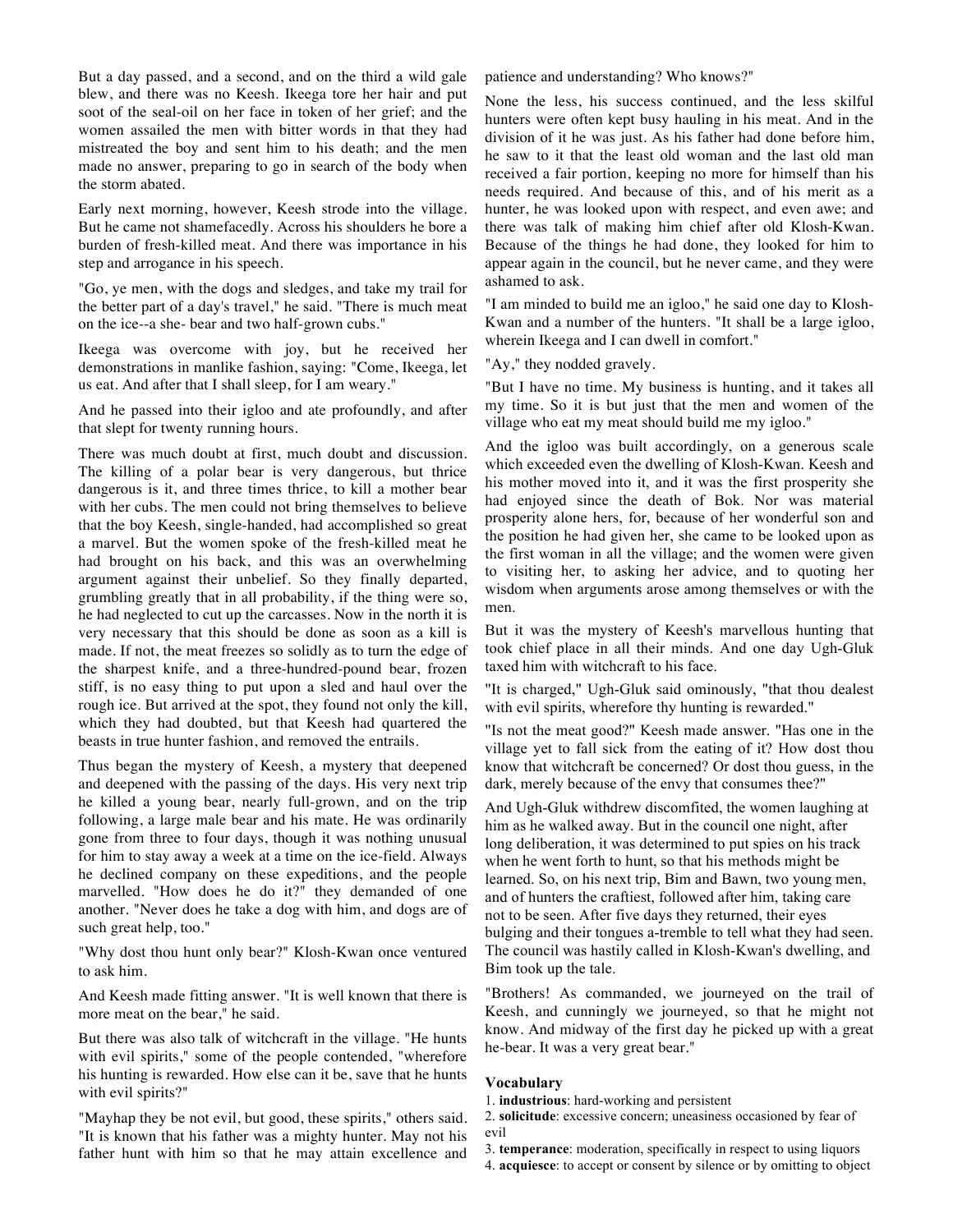But a day passed, and a second, and on the third a wild gale blew, and there was no Keesh. Ikeega tore her hair and put soot of the seal-oil on her face in token of her grief; and the women assailed the men with bitter words in that they had mistreated the boy and sent him to his death; and the men made no answer, preparing to go in search of the body when the storm abated.

Early next morning, however, Keesh strode into the village. But he came not shamefacedly. Across his shoulders he bore a burden of fresh-killed meat. And there was importance in his step and arrogance in his speech.

"Go, ye men, with the dogs and sledges, and take my trail for the better part of a day's travel," he said. "There is much meat on the ice--a she- bear and two half-grown cubs."

Ikeega was overcome with joy, but he received her demonstrations in manlike fashion, saying: "Come, Ikeega, let us eat. And after that I shall sleep, for I am weary."

And he passed into their igloo and ate profoundly, and after that slept for twenty running hours.

There was much doubt at first, much doubt and discussion. The killing of a polar bear is very dangerous, but thrice dangerous is it, and three times thrice, to kill a mother bear with her cubs. The men could not bring themselves to believe that the boy Keesh, single-handed, had accomplished so great a marvel. But the women spoke of the fresh-killed meat he had brought on his back, and this was an overwhelming argument against their unbelief. So they finally departed, grumbling greatly that in all probability, if the thing were so, he had neglected to cut up the carcasses. Now in the north it is very necessary that this should be done as soon as a kill is made. If not, the meat freezes so solidly as to turn the edge of the sharpest knife, and a three-hundred-pound bear, frozen stiff, is no easy thing to put upon a sled and haul over the rough ice. But arrived at the spot, they found not only the kill, which they had doubted, but that Keesh had quartered the beasts in true hunter fashion, and removed the entrails.

Thus began the mystery of Keesh, a mystery that deepened and deepened with the passing of the days. His very next trip he killed a young bear, nearly full-grown, and on the trip following, a large male bear and his mate. He was ordinarily gone from three to four days, though it was nothing unusual for him to stay away a week at a time on the ice-field. Always he declined company on these expeditions, and the people marvelled. "How does he do it?" they demanded of one another. "Never does he take a dog with him, and dogs are of such great help, too."

"Why dost thou hunt only bear?" Klosh-Kwan once ventured to ask him.

And Keesh made fitting answer. "It is well known that there is more meat on the bear," he said.

But there was also talk of witchcraft in the village. "He hunts with evil spirits," some of the people contended, "wherefore his hunting is rewarded. How else can it be, save that he hunts with evil spirits?"

"Mayhap they be not evil, but good, these spirits," others said. "It is known that his father was a mighty hunter. May not his father hunt with him so that he may attain excellence and patience and understanding? Who knows?"

None the less, his success continued, and the less skilful hunters were often kept busy hauling in his meat. And in the division of it he was just. As his father had done before him, he saw to it that the least old woman and the last old man received a fair portion, keeping no more for himself than his needs required. And because of this, and of his merit as a hunter, he was looked upon with respect, and even awe; and there was talk of making him chief after old Klosh-Kwan. Because of the things he had done, they looked for him to appear again in the council, but he never came, and they were ashamed to ask.

"I am minded to build me an igloo," he said one day to Klosh-Kwan and a number of the hunters. "It shall be a large igloo, wherein Ikeega and I can dwell in comfort."

"Ay," they nodded gravely.

"But I have no time. My business is hunting, and it takes all my time. So it is but just that the men and women of the village who eat my meat should build me my igloo."

And the igloo was built accordingly, on a generous scale which exceeded even the dwelling of Klosh-Kwan. Keesh and his mother moved into it, and it was the first prosperity she had enjoyed since the death of Bok. Nor was material prosperity alone hers, for, because of her wonderful son and the position he had given her, she came to be looked upon as the first woman in all the village; and the women were given to visiting her, to asking her advice, and to quoting her wisdom when arguments arose among themselves or with the men.

But it was the mystery of Keesh's marvellous hunting that took chief place in all their minds. And one day Ugh-Gluk taxed him with witchcraft to his face.

"It is charged," Ugh-Gluk said ominously, "that thou dealest with evil spirits, wherefore thy hunting is rewarded."

"Is not the meat good?" Keesh made answer. "Has one in the village yet to fall sick from the eating of it? How dost thou know that witchcraft be concerned? Or dost thou guess, in the dark, merely because of the envy that consumes thee?"

And Ugh-Gluk withdrew discomfited, the women laughing at him as he walked away. But in the council one night, after long deliberation, it was determined to put spies on his track when he went forth to hunt, so that his methods might be learned. So, on his next trip, Bim and Bawn, two young men, and of hunters the craftiest, followed after him, taking care not to be seen. After five days they returned, their eyes bulging and their tongues a-tremble to tell what they had seen. The council was hastily called in Klosh-Kwan's dwelling, and Bim took up the tale.

"Brothers! As commanded, we journeyed on the trail of Keesh, and cunningly we journeyed, so that he might not know. And midway of the first day he picked up with a great he-bear. It was a very great bear."

**Vocabulary**

1. **industrious**: hard-working and persistent
2. **solicitude**: excessive concern; uneasiness occasioned by fear of evil
3. **temperance**: moderation, specifically in respect to using liquors
4. **acquiesce**: to accept or consent by silence or by omitting to object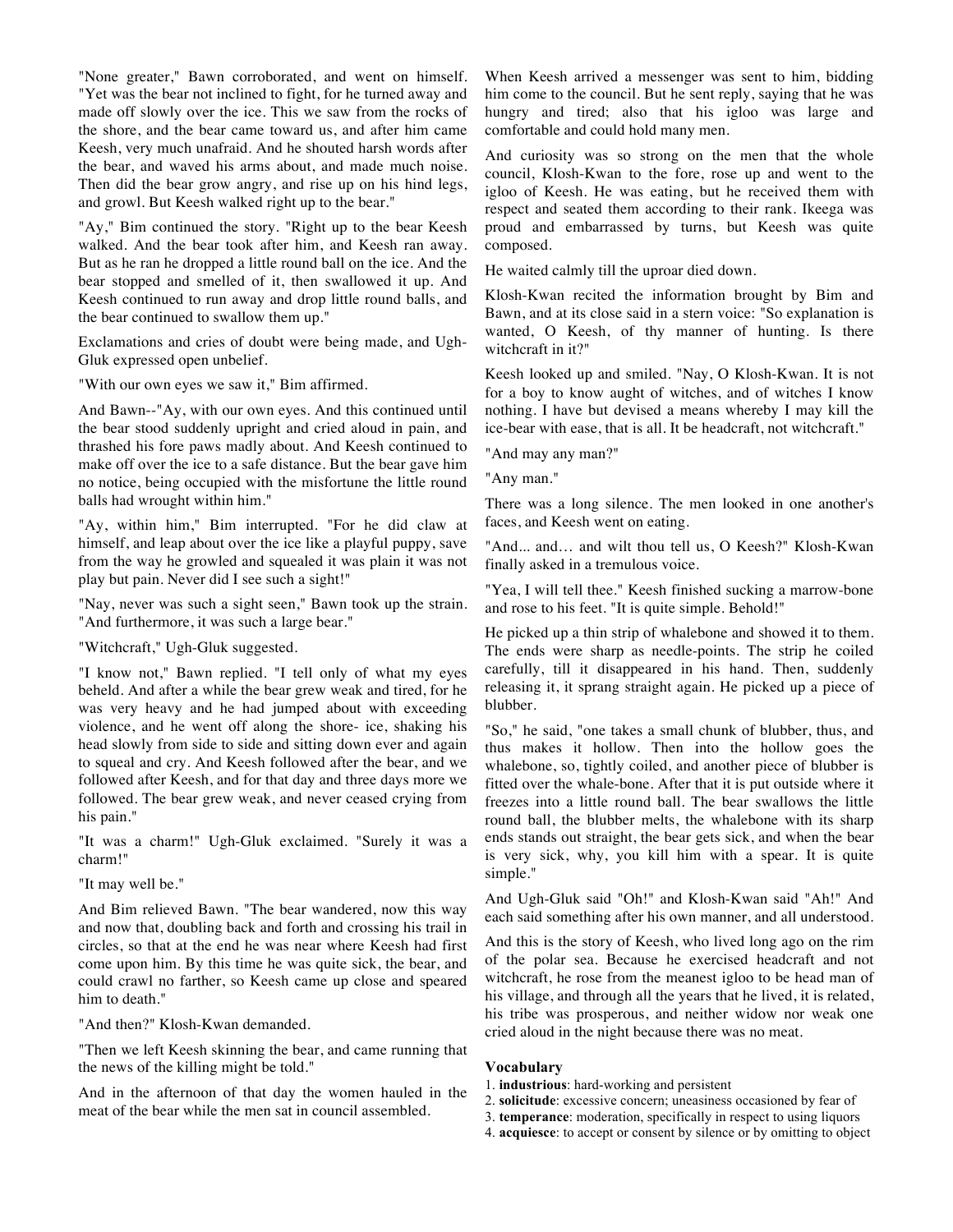"None greater," Bawn corroborated, and went on himself. "Yet was the bear not inclined to fight, for he turned away and made off slowly over the ice. This we saw from the rocks of the shore, and the bear came toward us, and after him came Keesh, very much unafraid. And he shouted harsh words after the bear, and waved his arms about, and made much noise. Then did the bear grow angry, and rise up on his hind legs, and growl. But Keesh walked right up to the bear."

"Ay," Bim continued the story. "Right up to the bear Keesh walked. And the bear took after him, and Keesh ran away. But as he ran he dropped a little round ball on the ice. And the bear stopped and smelled of it, then swallowed it up. And Keesh continued to run away and drop little round balls, and the bear continued to swallow them up."

Exclamations and cries of doubt were being made, and Ugh-Gluk expressed open unbelief.

"With our own eyes we saw it," Bim affirmed.

And Bawn--"Ay, with our own eyes. And this continued until the bear stood suddenly upright and cried aloud in pain, and thrashed his fore paws madly about. And Keesh continued to make off over the ice to a safe distance. But the bear gave him no notice, being occupied with the misfortune the little round balls had wrought within him."

"Ay, within him," Bim interrupted. "For he did claw at himself, and leap about over the ice like a playful puppy, save from the way he growled and squealed it was plain it was not play but pain. Never did I see such a sight!"

"Nay, never was such a sight seen," Bawn took up the strain. "And furthermore, it was such a large bear."

"Witchcraft," Ugh-Gluk suggested.

"I know not," Bawn replied. "I tell only of what my eyes beheld. And after a while the bear grew weak and tired, for he was very heavy and he had jumped about with exceeding violence, and he went off along the shore- ice, shaking his head slowly from side to side and sitting down ever and again to squeal and cry. And Keesh followed after the bear, and we followed after Keesh, and for that day and three days more we followed. The bear grew weak, and never ceased crying from his pain."

"It was a charm!" Ugh-Gluk exclaimed. "Surely it was a charm!"

"It may well be."

And Bim relieved Bawn. "The bear wandered, now this way and now that, doubling back and forth and crossing his trail in circles, so that at the end he was near where Keesh had first come upon him. By this time he was quite sick, the bear, and could crawl no farther, so Keesh came up close and speared him to death."

"And then?" Klosh-Kwan demanded.

"Then we left Keesh skinning the bear, and came running that the news of the killing might be told."

And in the afternoon of that day the women hauled in the meat of the bear while the men sat in council assembled.

When Keesh arrived a messenger was sent to him, bidding him come to the council. But he sent reply, saying that he was hungry and tired; also that his igloo was large and comfortable and could hold many men.

And curiosity was so strong on the men that the whole council, Klosh-Kwan to the fore, rose up and went to the igloo of Keesh. He was eating, but he received them with respect and seated them according to their rank. Ikeega was proud and embarrassed by turns, but Keesh was quite composed.

He waited calmly till the uproar died down.

Klosh-Kwan recited the information brought by Bim and Bawn, and at its close said in a stern voice: "So explanation is wanted, O Keesh, of thy manner of hunting. Is there witchcraft in it?"

Keesh looked up and smiled. "Nay, O Klosh-Kwan. It is not for a boy to know aught of witches, and of witches I know nothing. I have but devised a means whereby I may kill the ice-bear with ease, that is all. It be headcraft, not witchcraft."

"And may any man?"

"Any man."

There was a long silence. The men looked in one another's faces, and Keesh went on eating.

"And... and… and wilt thou tell us, O Keesh?" Klosh-Kwan finally asked in a tremulous voice.

"Yea, I will tell thee." Keesh finished sucking a marrow-bone and rose to his feet. "It is quite simple. Behold!"

He picked up a thin strip of whalebone and showed it to them. The ends were sharp as needle-points. The strip he coiled carefully, till it disappeared in his hand. Then, suddenly releasing it, it sprang straight again. He picked up a piece of blubber.

"So," he said, "one takes a small chunk of blubber, thus, and thus makes it hollow. Then into the hollow goes the whalebone, so, tightly coiled, and another piece of blubber is fitted over the whale-bone. After that it is put outside where it freezes into a little round ball. The bear swallows the little round ball, the blubber melts, the whalebone with its sharp ends stands out straight, the bear gets sick, and when the bear is very sick, why, you kill him with a spear. It is quite simple."

And Ugh-Gluk said "Oh!" and Klosh-Kwan said "Ah!" And each said something after his own manner, and all understood.

And this is the story of Keesh, who lived long ago on the rim of the polar sea. Because he exercised headcraft and not witchcraft, he rose from the meanest igloo to be head man of his village, and through all the years that he lived, it is related, his tribe was prosperous, and neither widow nor weak one cried aloud in the night because there was no meat.

**Vocabulary**

1. **industrious**: hard-working and persistent
2. **solicitude**: excessive concern; uneasiness occasioned by fear of
3. **temperance**: moderation, specifically in respect to using liquors
4. **acquiesce**: to accept or consent by silence or by omitting to object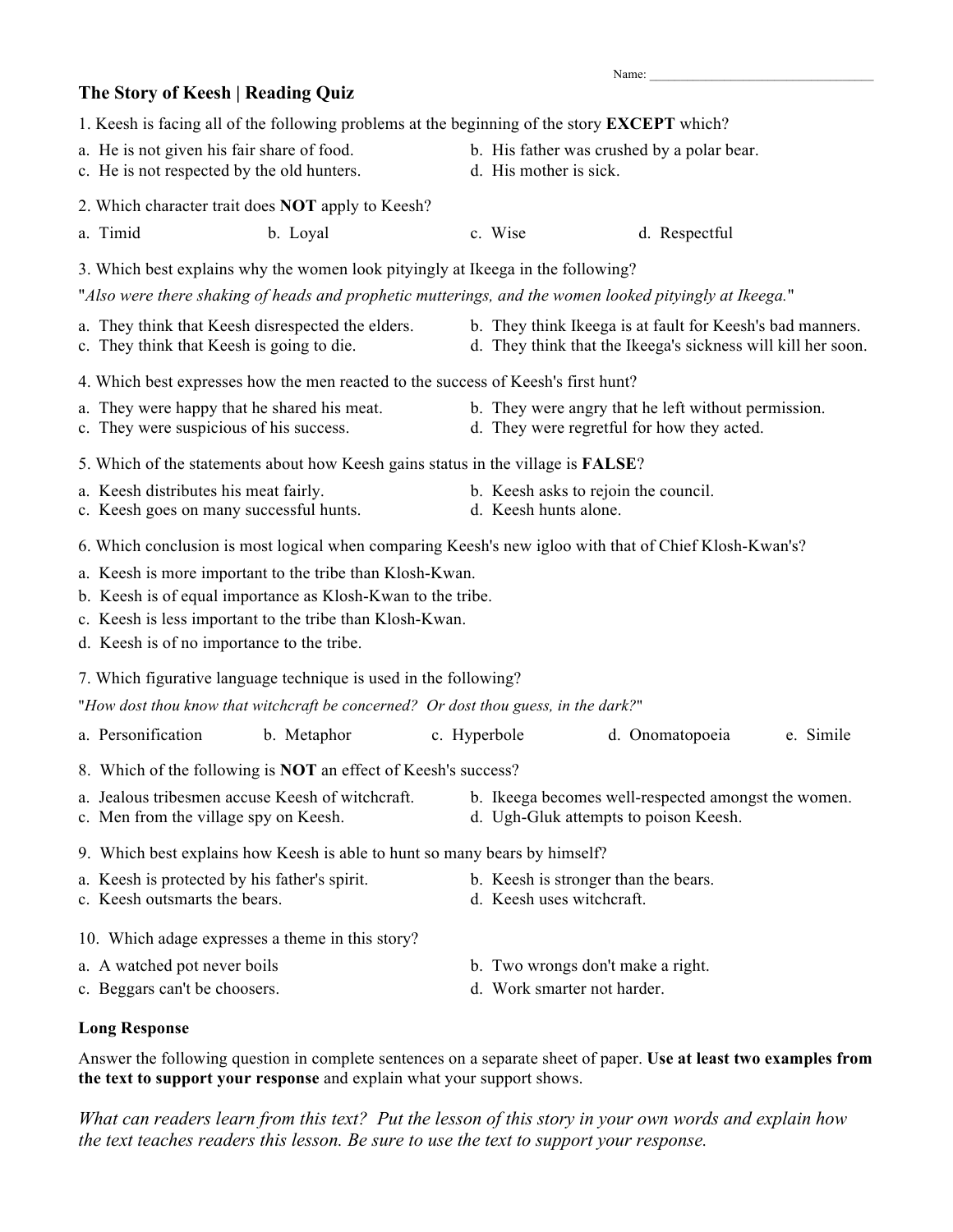Name: ___________________________________

# The Story of Keesh | Reading Quiz

1. Keesh is facing all of the following problems at the beginning of the story **EXCEPT** which?

a. He is not given his fair share of food.
b. His father was crushed by a polar bear.
c. He is not respected by the old hunters.
d. His mother is sick.

2. Which character trait does **NOT** apply to Keesh?

a. Timid
b. Loyal
c. Wise
d. Respectful

3. Which best explains why the women look pityingly at Ikeega in the following?

"*Also were there shaking of heads and prophetic mutterings, and the women looked pityingly at Ikeega.*"

a. They think that Keesh disrespected the elders.
b. They think Ikeega is at fault for Keesh's bad manners.
c. They think that Keesh is going to die.
d. They think that the Ikeega's sickness will kill her soon.

4. Which best expresses how the men reacted to the success of Keesh's first hunt?

a. They were happy that he shared his meat.
b. They were angry that he left without permission.
c. They were suspicious of his success.
d. They were regretful for how they acted.

5. Which of the statements about how Keesh gains status in the village is **FALSE**?

a. Keesh distributes his meat fairly.
b. Keesh asks to rejoin the council.
c. Keesh goes on many successful hunts.
d. Keesh hunts alone.

6. Which conclusion is most logical when comparing Keesh's new igloo with that of Chief Klosh-Kwan's?

a. Keesh is more important to the tribe than Klosh-Kwan.
b. Keesh is of equal importance as Klosh-Kwan to the tribe.
c. Keesh is less important to the tribe than Klosh-Kwan.
d. Keesh is of no importance to the tribe.

7. Which figurative language technique is used in the following?

"*How dost thou know that witchcraft be concerned? Or dost thou guess, in the dark?*"

a. Personification
b. Metaphor
c. Hyperbole
d. Onomatopoeia
e. Simile

8. Which of the following is **NOT** an effect of Keesh's success?

a. Jealous tribesmen accuse Keesh of witchcraft.
b. Ikeega becomes well-respected amongst the women.
c. Men from the village spy on Keesh.
d. Ugh-Gluk attempts to poison Keesh.

9. Which best explains how Keesh is able to hunt so many bears by himself?

a. Keesh is protected by his father's spirit.
b. Keesh is stronger than the bears.
c. Keesh outsmarts the bears.
d. Keesh uses witchcraft.

10. Which adage expresses a theme in this story?

a. A watched pot never boils
b. Two wrongs don't make a right.
c. Beggars can't be choosers.
d. Work smarter not harder.

## Long Response

Answer the following question in complete sentences on a separate sheet of paper. **Use at least two examples from the text to support your response** and explain what your support shows.

*What can readers learn from this text? Put the lesson of this story in your own words and explain how the text teaches readers this lesson. Be sure to use the text to support your response.*